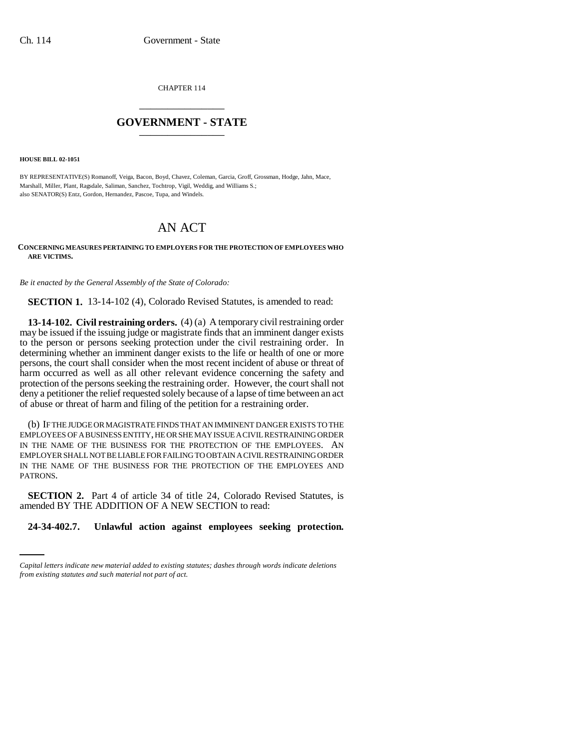CHAPTER 114

## GOVERNMENT - STATE

**HOUSE BILL 02-1051**

BY REPRESENTATIVE(S) Romanoff, Veiga, Bacon, Boyd, Chavez, Coleman, Garcia, Groff, Grossman, Hodge, Jahn, Mace, Marshall, Miller, Plant, Ragsdale, Saliman, Sanchez, Tochtrop, Vigil, Weddig, and Williams S.;
also SENATOR(S) Entz, Gordon, Hernandez, Pascoe, Tupa, and Windels.

# AN ACT

**CONCERNING MEASURES PERTAINING TO EMPLOYERS FOR THE PROTECTION OF EMPLOYEES WHO ARE VICTIMS.**

*Be it enacted by the General Assembly of the State of Colorado:*

**SECTION 1.** 13-14-102 (4), Colorado Revised Statutes, is amended to read:

**13-14-102. Civil restraining orders.** (4) (a) A temporary civil restraining order may be issued if the issuing judge or magistrate finds that an imminent danger exists to the person or persons seeking protection under the civil restraining order. In determining whether an imminent danger exists to the life or health of one or more persons, the court shall consider when the most recent incident of abuse or threat of harm occurred as well as all other relevant evidence concerning the safety and protection of the persons seeking the restraining order. However, the court shall not deny a petitioner the relief requested solely because of a lapse of time between an act of abuse or threat of harm and filing of the petition for a restraining order.

(b) IF THE JUDGE OR MAGISTRATE FINDS THAT AN IMMINENT DANGER EXISTS TO THE EMPLOYEES OF A BUSINESS ENTITY, HE OR SHE MAY ISSUE A CIVIL RESTRAINING ORDER IN THE NAME OF THE BUSINESS FOR THE PROTECTION OF THE EMPLOYEES. AN EMPLOYER SHALL NOT BE LIABLE FOR FAILING TO OBTAIN A CIVIL RESTRAINING ORDER IN THE NAME OF THE BUSINESS FOR THE PROTECTION OF THE EMPLOYEES AND PATRONS.

**SECTION 2.** Part 4 of article 34 of title 24, Colorado Revised Statutes, is amended BY THE ADDITION OF A NEW SECTION to read:

**24-34-402.7. Unlawful action against employees seeking protection.**

*Capital letters indicate new material added to existing statutes; dashes through words indicate deletions from existing statutes and such material not part of act.*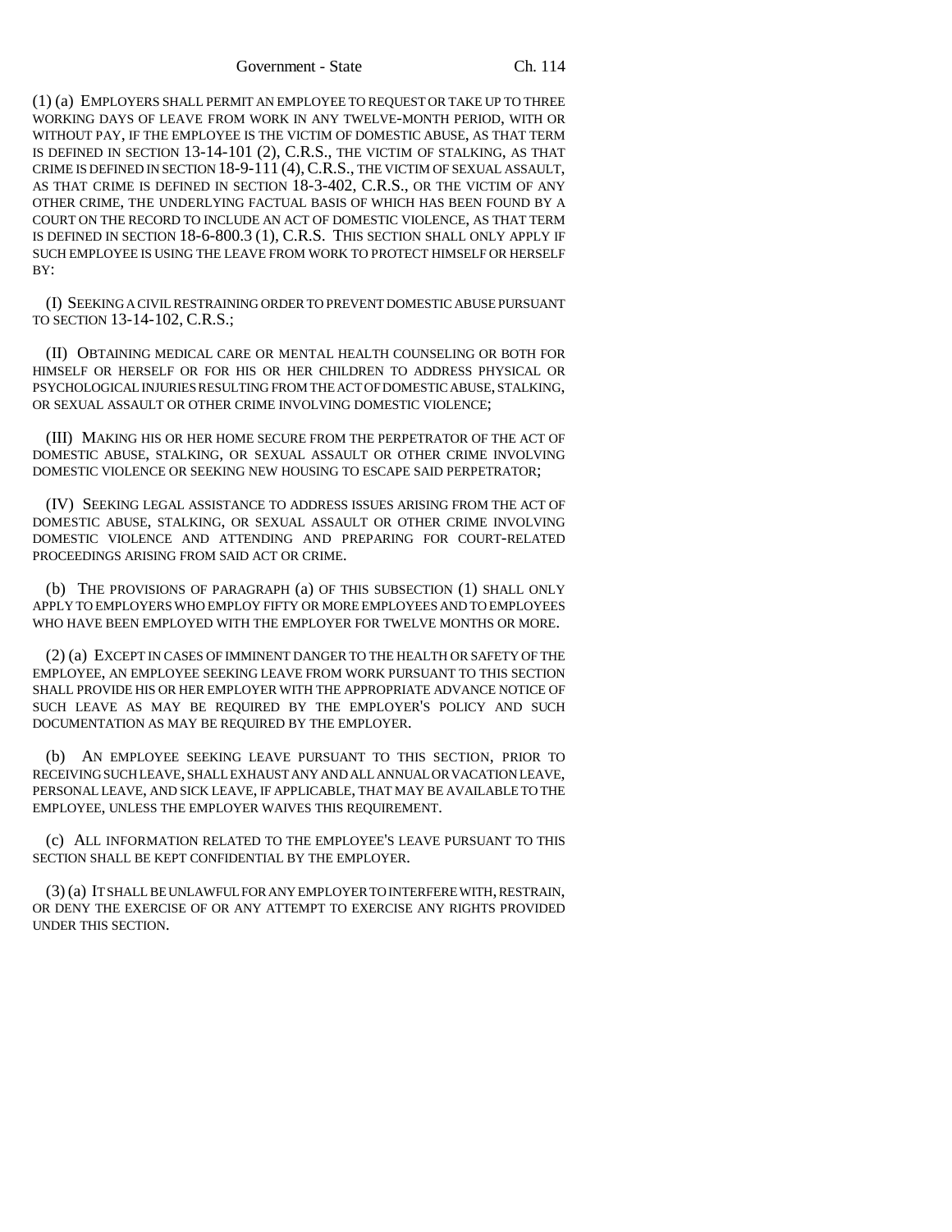(1) (a) EMPLOYERS SHALL PERMIT AN EMPLOYEE TO REQUEST OR TAKE UP TO THREE WORKING DAYS OF LEAVE FROM WORK IN ANY TWELVE-MONTH PERIOD, WITH OR WITHOUT PAY, IF THE EMPLOYEE IS THE VICTIM OF DOMESTIC ABUSE, AS THAT TERM IS DEFINED IN SECTION 13-14-101 (2), C.R.S., THE VICTIM OF STALKING, AS THAT CRIME IS DEFINED IN SECTION 18-9-111 (4), C.R.S., THE VICTIM OF SEXUAL ASSAULT, AS THAT CRIME IS DEFINED IN SECTION 18-3-402, C.R.S., OR THE VICTIM OF ANY OTHER CRIME, THE UNDERLYING FACTUAL BASIS OF WHICH HAS BEEN FOUND BY A COURT ON THE RECORD TO INCLUDE AN ACT OF DOMESTIC VIOLENCE, AS THAT TERM IS DEFINED IN SECTION 18-6-800.3 (1), C.R.S. THIS SECTION SHALL ONLY APPLY IF SUCH EMPLOYEE IS USING THE LEAVE FROM WORK TO PROTECT HIMSELF OR HERSELF BY:

(I) SEEKING A CIVIL RESTRAINING ORDER TO PREVENT DOMESTIC ABUSE PURSUANT TO SECTION 13-14-102, C.R.S.;

(II) OBTAINING MEDICAL CARE OR MENTAL HEALTH COUNSELING OR BOTH FOR HIMSELF OR HERSELF OR FOR HIS OR HER CHILDREN TO ADDRESS PHYSICAL OR PSYCHOLOGICAL INJURIES RESULTING FROM THE ACT OF DOMESTIC ABUSE, STALKING, OR SEXUAL ASSAULT OR OTHER CRIME INVOLVING DOMESTIC VIOLENCE;

(III) MAKING HIS OR HER HOME SECURE FROM THE PERPETRATOR OF THE ACT OF DOMESTIC ABUSE, STALKING, OR SEXUAL ASSAULT OR OTHER CRIME INVOLVING DOMESTIC VIOLENCE OR SEEKING NEW HOUSING TO ESCAPE SAID PERPETRATOR;

(IV) SEEKING LEGAL ASSISTANCE TO ADDRESS ISSUES ARISING FROM THE ACT OF DOMESTIC ABUSE, STALKING, OR SEXUAL ASSAULT OR OTHER CRIME INVOLVING DOMESTIC VIOLENCE AND ATTENDING AND PREPARING FOR COURT-RELATED PROCEEDINGS ARISING FROM SAID ACT OR CRIME.

(b) THE PROVISIONS OF PARAGRAPH (a) OF THIS SUBSECTION (1) SHALL ONLY APPLY TO EMPLOYERS WHO EMPLOY FIFTY OR MORE EMPLOYEES AND TO EMPLOYEES WHO HAVE BEEN EMPLOYED WITH THE EMPLOYER FOR TWELVE MONTHS OR MORE.

(2) (a) EXCEPT IN CASES OF IMMINENT DANGER TO THE HEALTH OR SAFETY OF THE EMPLOYEE, AN EMPLOYEE SEEKING LEAVE FROM WORK PURSUANT TO THIS SECTION SHALL PROVIDE HIS OR HER EMPLOYER WITH THE APPROPRIATE ADVANCE NOTICE OF SUCH LEAVE AS MAY BE REQUIRED BY THE EMPLOYER'S POLICY AND SUCH DOCUMENTATION AS MAY BE REQUIRED BY THE EMPLOYER.

(b) AN EMPLOYEE SEEKING LEAVE PURSUANT TO THIS SECTION, PRIOR TO RECEIVING SUCH LEAVE, SHALL EXHAUST ANY AND ALL ANNUAL OR VACATION LEAVE, PERSONAL LEAVE, AND SICK LEAVE, IF APPLICABLE, THAT MAY BE AVAILABLE TO THE EMPLOYEE, UNLESS THE EMPLOYER WAIVES THIS REQUIREMENT.

(c) ALL INFORMATION RELATED TO THE EMPLOYEE'S LEAVE PURSUANT TO THIS SECTION SHALL BE KEPT CONFIDENTIAL BY THE EMPLOYER.

(3) (a) IT SHALL BE UNLAWFUL FOR ANY EMPLOYER TO INTERFERE WITH, RESTRAIN, OR DENY THE EXERCISE OF OR ANY ATTEMPT TO EXERCISE ANY RIGHTS PROVIDED UNDER THIS SECTION.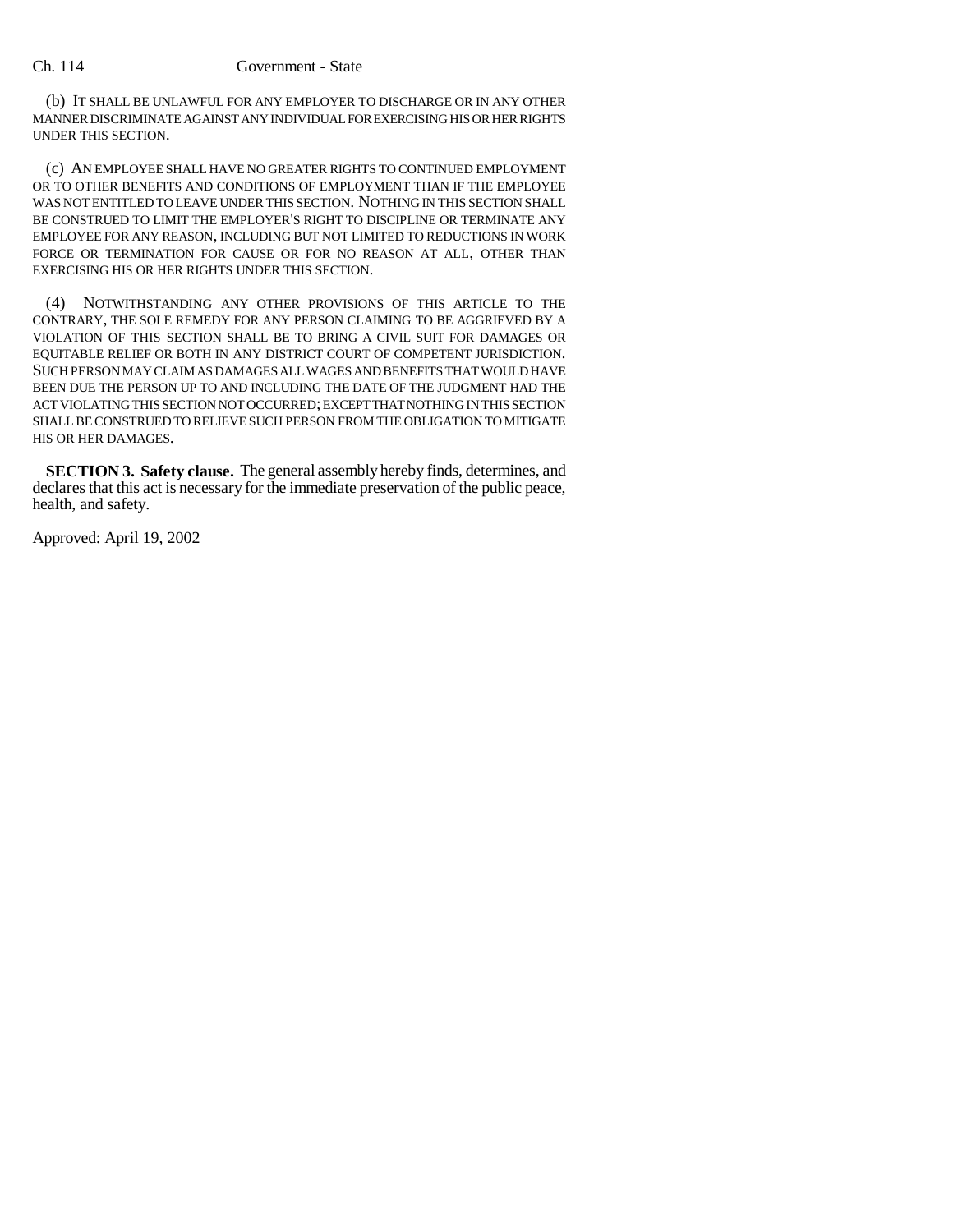(b) IT SHALL BE UNLAWFUL FOR ANY EMPLOYER TO DISCHARGE OR IN ANY OTHER MANNER DISCRIMINATE AGAINST ANY INDIVIDUAL FOR EXERCISING HIS OR HER RIGHTS UNDER THIS SECTION.

(c) AN EMPLOYEE SHALL HAVE NO GREATER RIGHTS TO CONTINUED EMPLOYMENT OR TO OTHER BENEFITS AND CONDITIONS OF EMPLOYMENT THAN IF THE EMPLOYEE WAS NOT ENTITLED TO LEAVE UNDER THIS SECTION. NOTHING IN THIS SECTION SHALL BE CONSTRUED TO LIMIT THE EMPLOYER'S RIGHT TO DISCIPLINE OR TERMINATE ANY EMPLOYEE FOR ANY REASON, INCLUDING BUT NOT LIMITED TO REDUCTIONS IN WORK FORCE OR TERMINATION FOR CAUSE OR FOR NO REASON AT ALL, OTHER THAN EXERCISING HIS OR HER RIGHTS UNDER THIS SECTION.

(4) NOTWITHSTANDING ANY OTHER PROVISIONS OF THIS ARTICLE TO THE CONTRARY, THE SOLE REMEDY FOR ANY PERSON CLAIMING TO BE AGGRIEVED BY A VIOLATION OF THIS SECTION SHALL BE TO BRING A CIVIL SUIT FOR DAMAGES OR EQUITABLE RELIEF OR BOTH IN ANY DISTRICT COURT OF COMPETENT JURISDICTION. SUCH PERSON MAY CLAIM AS DAMAGES ALL WAGES AND BENEFITS THAT WOULD HAVE BEEN DUE THE PERSON UP TO AND INCLUDING THE DATE OF THE JUDGMENT HAD THE ACT VIOLATING THIS SECTION NOT OCCURRED; EXCEPT THAT NOTHING IN THIS SECTION SHALL BE CONSTRUED TO RELIEVE SUCH PERSON FROM THE OBLIGATION TO MITIGATE HIS OR HER DAMAGES.

**SECTION 3. Safety clause.** The general assembly hereby finds, determines, and declares that this act is necessary for the immediate preservation of the public peace, health, and safety.

Approved: April 19, 2002